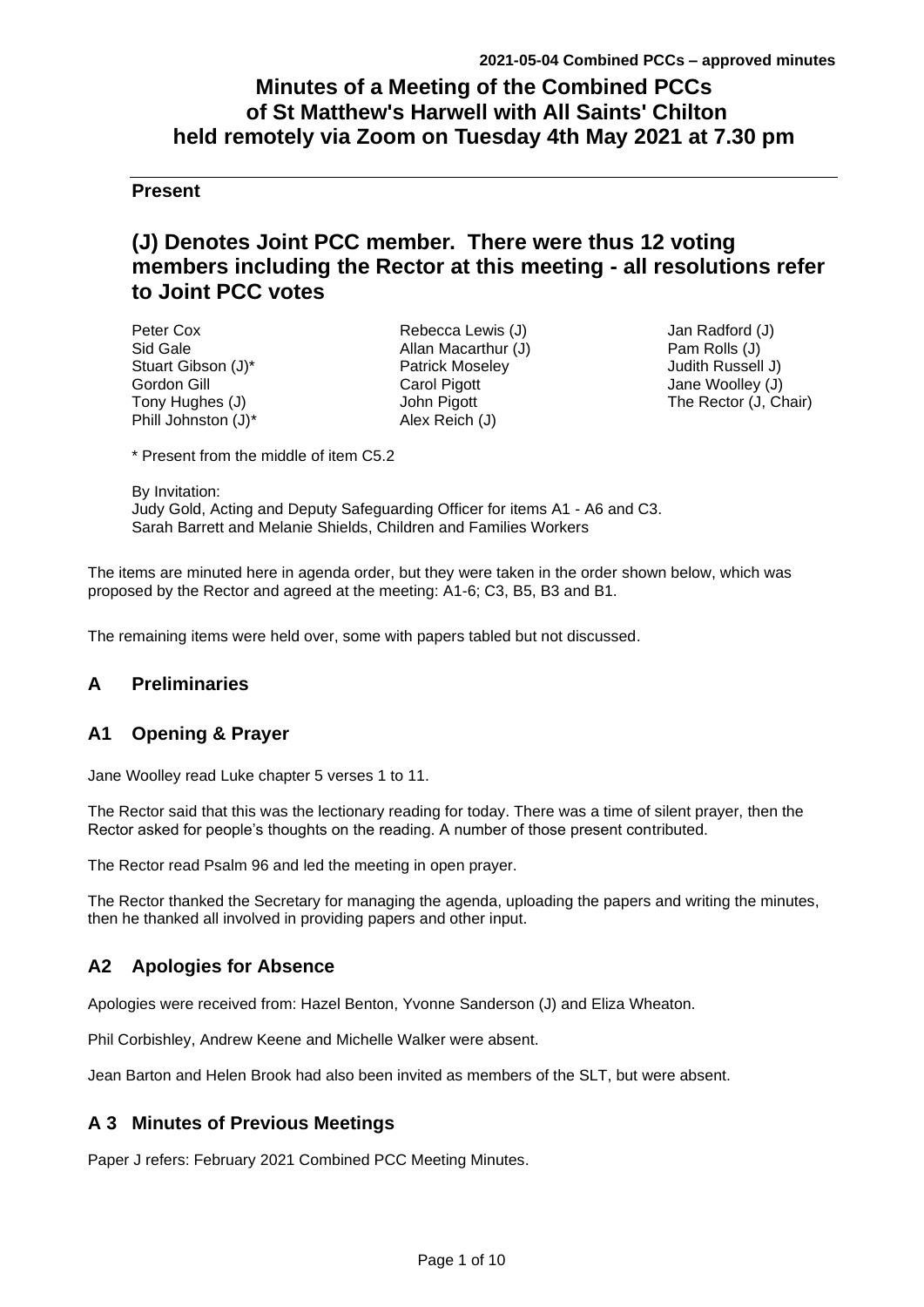2021-05-04 Combined PCCs – approved minutes

# Minutes of a Meeting of the Combined PCCs of St Matthew's Harwell with All Saints' Chilton held remotely via Zoom on Tuesday 4th May 2021 at 7.30 pm

### Present

## (J) Denotes Joint PCC member. There were thus 12 voting members including the Rector at this meeting - all resolutions refer to Joint PCC votes

Peter Cox
Sid Gale
Stuart Gibson (J)*
Gordon Gill
Tony Hughes (J)
Phill Johnston (J)*
Rebecca Lewis (J)
Allan Macarthur (J)
Patrick Moseley
Carol Pigott
John Pigott
Alex Reich (J)
Jan Radford (J)
Pam Rolls (J)
Judith Russell J)
Jane Woolley (J)
The Rector (J, Chair)

* Present from the middle of item C5.2

By Invitation:
Judy Gold, Acting and Deputy Safeguarding Officer for items A1 - A6 and C3.
Sarah Barrett and Melanie Shields, Children and Families Workers

The items are minuted here in agenda order, but they were taken in the order shown below, which was proposed by the Rector and agreed at the meeting: A1-6; C3, B5, B3 and B1.

The remaining items were held over, some with papers tabled but not discussed.

## A Preliminaries

## A1 Opening & Prayer

Jane Woolley read Luke chapter 5 verses 1 to 11.

The Rector said that this was the lectionary reading for today. There was a time of silent prayer, then the Rector asked for people's thoughts on the reading. A number of those present contributed.

The Rector read Psalm 96 and led the meeting in open prayer.

The Rector thanked the Secretary for managing the agenda, uploading the papers and writing the minutes, then he thanked all involved in providing papers and other input.

## A2 Apologies for Absence

Apologies were received from: Hazel Benton, Yvonne Sanderson (J) and Eliza Wheaton.

Phil Corbishley, Andrew Keene and Michelle Walker were absent.

Jean Barton and Helen Brook had also been invited as members of the SLT, but were absent.

## A 3 Minutes of Previous Meetings

Paper J refers: February 2021 Combined PCC Meeting Minutes.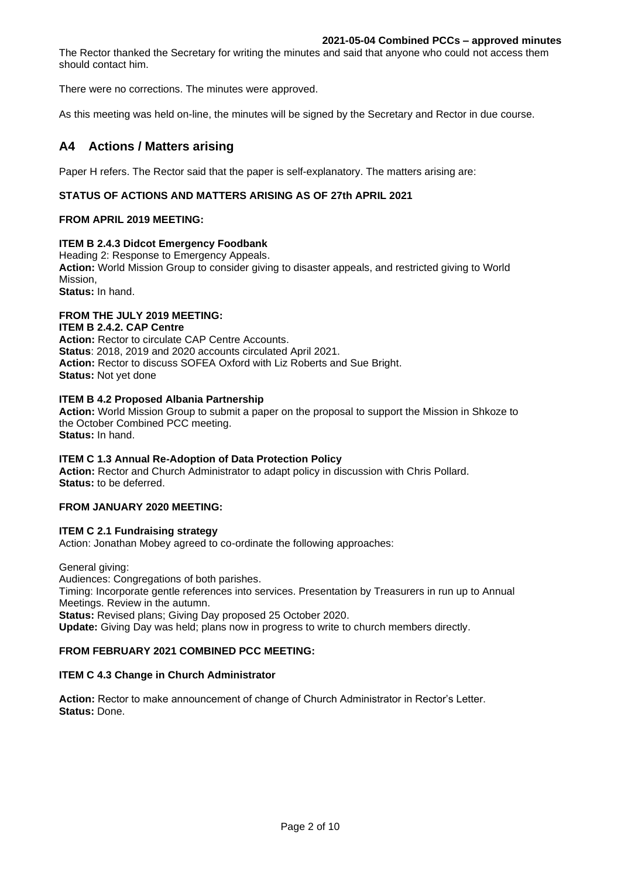The Rector thanked the Secretary for writing the minutes and said that anyone who could not access them should contact him.

There were no corrections. The minutes were approved.

As this meeting was held on-line, the minutes will be signed by the Secretary and Rector in due course.

## A4 Actions / Matters arising

Paper H refers. The Rector said that the paper is self-explanatory. The matters arising are:

**STATUS OF ACTIONS AND MATTERS ARISING AS OF 27th APRIL 2021**

**FROM APRIL 2019 MEETING:**

**ITEM B 2.4.3 Didcot Emergency Foodbank**
Heading 2: Response to Emergency Appeals.
**Action:** World Mission Group to consider giving to disaster appeals, and restricted giving to World Mission,
**Status:** In hand.

**FROM THE JULY 2019 MEETING:**
**ITEM B 2.4.2. CAP Centre**
**Action:** Rector to circulate CAP Centre Accounts.
**Status**: 2018, 2019 and 2020 accounts circulated April 2021.
**Action:** Rector to discuss SOFEA Oxford with Liz Roberts and Sue Bright.
**Status:** Not yet done

**ITEM B 4.2 Proposed Albania Partnership**
**Action:** World Mission Group to submit a paper on the proposal to support the Mission in Shkoze to the October Combined PCC meeting.
**Status:** In hand.

**ITEM C 1.3 Annual Re-Adoption of Data Protection Policy**
**Action:** Rector and Church Administrator to adapt policy in discussion with Chris Pollard.
**Status:** to be deferred.

**FROM JANUARY 2020 MEETING:**

**ITEM C 2.1 Fundraising strategy**
Action: Jonathan Mobey agreed to co-ordinate the following approaches:

General giving:
Audiences: Congregations of both parishes.
Timing: Incorporate gentle references into services. Presentation by Treasurers in run up to Annual Meetings. Review in the autumn.
**Status:** Revised plans; Giving Day proposed 25 October 2020.
**Update:** Giving Day was held; plans now in progress to write to church members directly.

**FROM FEBRUARY 2021 COMBINED PCC MEETING:**

**ITEM C 4.3 Change in Church Administrator**

**Action:** Rector to make announcement of change of Church Administrator in Rector's Letter.
**Status:** Done.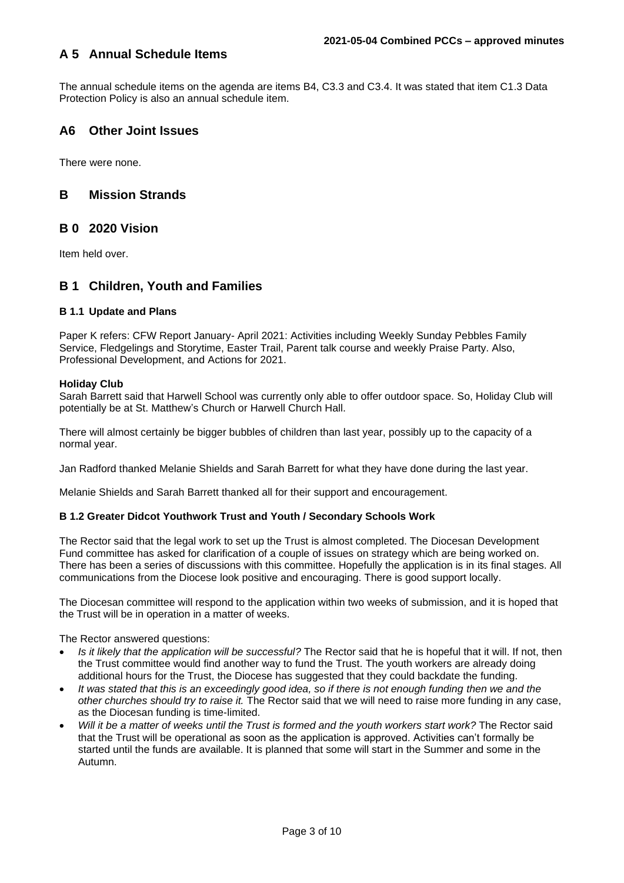## A 5 Annual Schedule Items

The annual schedule items on the agenda are items B4, C3.3 and C3.4. It was stated that item C1.3 Data Protection Policy is also an annual schedule item.

## A6 Other Joint Issues

There were none.

## B Mission Strands

## B 0 2020 Vision

Item held over.

## B 1 Children, Youth and Families

### B 1.1 Update and Plans

Paper K refers: CFW Report January- April 2021: Activities including Weekly Sunday Pebbles Family Service, Fledgelings and Storytime, Easter Trail, Parent talk course and weekly Praise Party. Also, Professional Development, and Actions for 2021.

**Holiday Club**
Sarah Barrett said that Harwell School was currently only able to offer outdoor space. So, Holiday Club will potentially be at St. Matthew's Church or Harwell Church Hall.

There will almost certainly be bigger bubbles of children than last year, possibly up to the capacity of a normal year.

Jan Radford thanked Melanie Shields and Sarah Barrett for what they have done during the last year.

Melanie Shields and Sarah Barrett thanked all for their support and encouragement.

### B 1.2 Greater Didcot Youthwork Trust and Youth / Secondary Schools Work

The Rector said that the legal work to set up the Trust is almost completed. The Diocesan Development Fund committee has asked for clarification of a couple of issues on strategy which are being worked on. There has been a series of discussions with this committee. Hopefully the application is in its final stages. All communications from the Diocese look positive and encouraging. There is good support locally.

The Diocesan committee will respond to the application within two weeks of submission, and it is hoped that the Trust will be in operation in a matter of weeks.

The Rector answered questions:

- *Is it likely that the application will be successful?* The Rector said that he is hopeful that it will. If not, then the Trust committee would find another way to fund the Trust. The youth workers are already doing additional hours for the Trust, the Diocese has suggested that they could backdate the funding.
- *It was stated that this is an exceedingly good idea, so if there is not enough funding then we and the other churches should try to raise it.* The Rector said that we will need to raise more funding in any case, as the Diocesan funding is time-limited.
- *Will it be a matter of weeks until the Trust is formed and the youth workers start work?* The Rector said that the Trust will be operational as soon as the application is approved. Activities can't formally be started until the funds are available. It is planned that some will start in the Summer and some in the Autumn.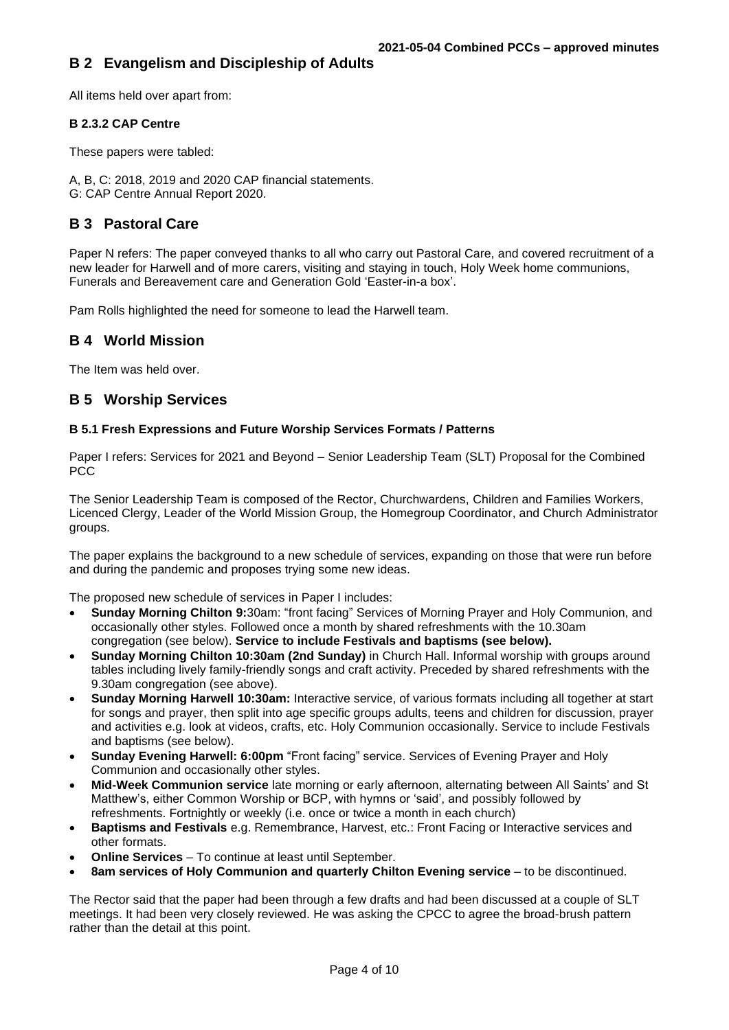## B 2 Evangelism and Discipleship of Adults

All items held over apart from:

**B 2.3.2 CAP Centre**

These papers were tabled:

A, B, C: 2018, 2019 and 2020 CAP financial statements.
G: CAP Centre Annual Report 2020.

## B 3 Pastoral Care

Paper N refers: The paper conveyed thanks to all who carry out Pastoral Care, and covered recruitment of a new leader for Harwell and of more carers, visiting and staying in touch, Holy Week home communions, Funerals and Bereavement care and Generation Gold 'Easter-in-a box'.

Pam Rolls highlighted the need for someone to lead the Harwell team.

## B 4 World Mission

The Item was held over.

## B 5 Worship Services

**B 5.1 Fresh Expressions and Future Worship Services Formats / Patterns**

Paper I refers: Services for 2021 and Beyond – Senior Leadership Team (SLT) Proposal for the Combined PCC

The Senior Leadership Team is composed of the Rector, Churchwardens, Children and Families Workers, Licenced Clergy, Leader of the World Mission Group, the Homegroup Coordinator, and Church Administrator groups.

The paper explains the background to a new schedule of services, expanding on those that were run before and during the pandemic and proposes trying some new ideas.

The proposed new schedule of services in Paper I includes:

- **Sunday Morning Chilton 9:**30am: "front facing" Services of Morning Prayer and Holy Communion, and occasionally other styles. Followed once a month by shared refreshments with the 10.30am congregation (see below). **Service to include Festivals and baptisms (see below).**
- **Sunday Morning Chilton 10:30am (2nd Sunday)** in Church Hall. Informal worship with groups around tables including lively family-friendly songs and craft activity. Preceded by shared refreshments with the 9.30am congregation (see above).
- **Sunday Morning Harwell 10:30am:** Interactive service, of various formats including all together at start for songs and prayer, then split into age specific groups adults, teens and children for discussion, prayer and activities e.g. look at videos, crafts, etc. Holy Communion occasionally. Service to include Festivals and baptisms (see below).
- **Sunday Evening Harwell: 6:00pm** "Front facing" service. Services of Evening Prayer and Holy Communion and occasionally other styles.
- **Mid-Week Communion service** late morning or early afternoon, alternating between All Saints' and St Matthew's, either Common Worship or BCP, with hymns or 'said', and possibly followed by refreshments. Fortnightly or weekly (i.e. once or twice a month in each church)
- **Baptisms and Festivals** e.g. Remembrance, Harvest, etc.: Front Facing or Interactive services and other formats.
- **Online Services** – To continue at least until September.
- **8am services of Holy Communion and quarterly Chilton Evening service** – to be discontinued.

The Rector said that the paper had been through a few drafts and had been discussed at a couple of SLT meetings. It had been very closely reviewed. He was asking the CPCC to agree the broad-brush pattern rather than the detail at this point.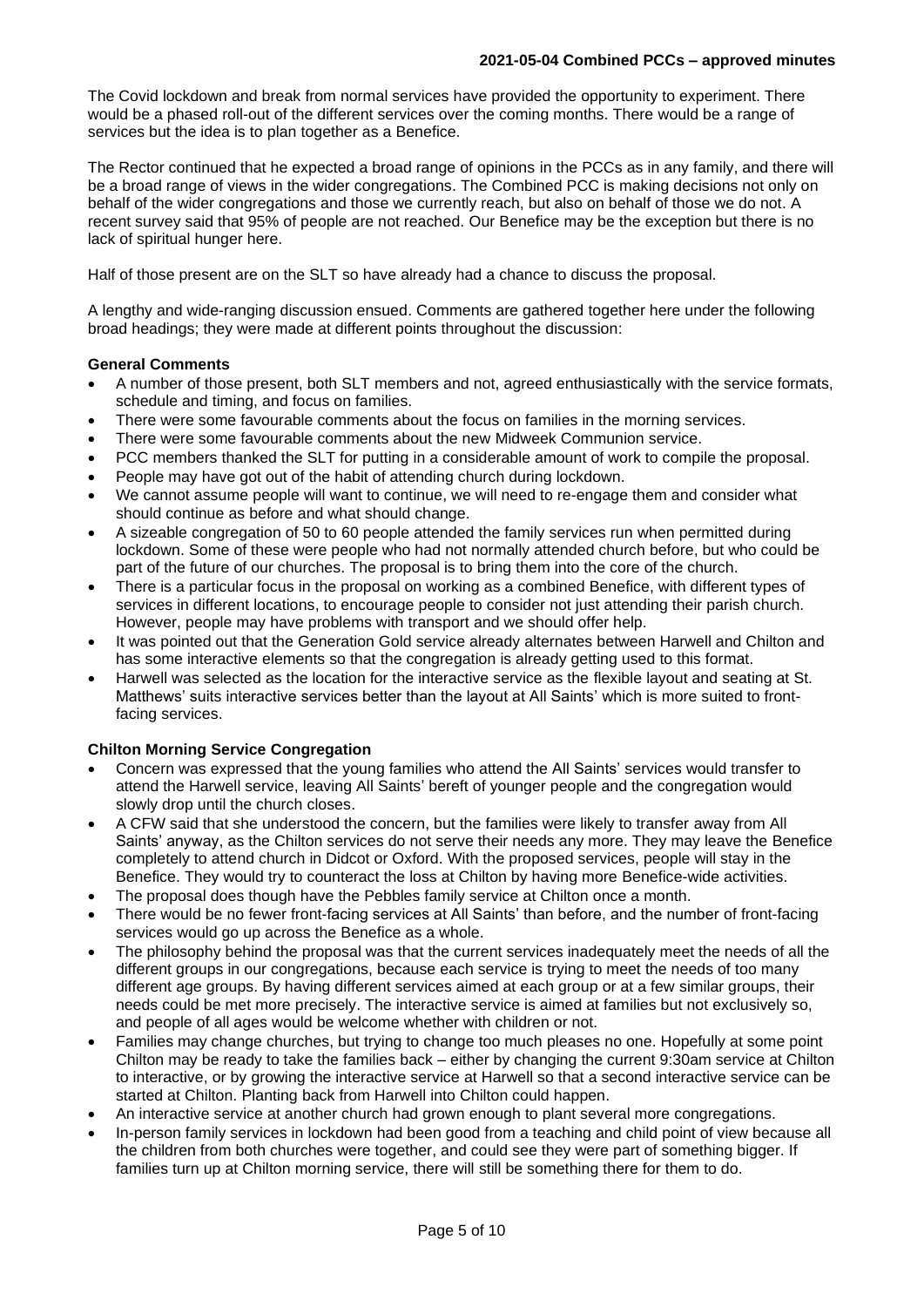The Covid lockdown and break from normal services have provided the opportunity to experiment. There would be a phased roll-out of the different services over the coming months. There would be a range of services but the idea is to plan together as a Benefice.

The Rector continued that he expected a broad range of opinions in the PCCs as in any family, and there will be a broad range of views in the wider congregations. The Combined PCC is making decisions not only on behalf of the wider congregations and those we currently reach, but also on behalf of those we do not. A recent survey said that 95% of people are not reached. Our Benefice may be the exception but there is no lack of spiritual hunger here.

Half of those present are on the SLT so have already had a chance to discuss the proposal.

A lengthy and wide-ranging discussion ensued. Comments are gathered together here under the following broad headings; they were made at different points throughout the discussion:

**General Comments**

- A number of those present, both SLT members and not, agreed enthusiastically with the service formats, schedule and timing, and focus on families.
- There were some favourable comments about the focus on families in the morning services.
- There were some favourable comments about the new Midweek Communion service.
- PCC members thanked the SLT for putting in a considerable amount of work to compile the proposal.
- People may have got out of the habit of attending church during lockdown.
- We cannot assume people will want to continue, we will need to re-engage them and consider what should continue as before and what should change.
- A sizeable congregation of 50 to 60 people attended the family services run when permitted during lockdown. Some of these were people who had not normally attended church before, but who could be part of the future of our churches. The proposal is to bring them into the core of the church.
- There is a particular focus in the proposal on working as a combined Benefice, with different types of services in different locations, to encourage people to consider not just attending their parish church. However, people may have problems with transport and we should offer help.
- It was pointed out that the Generation Gold service already alternates between Harwell and Chilton and has some interactive elements so that the congregation is already getting used to this format.
- Harwell was selected as the location for the interactive service as the flexible layout and seating at St. Matthews' suits interactive services better than the layout at All Saints' which is more suited to front-facing services.

**Chilton Morning Service Congregation**

- Concern was expressed that the young families who attend the All Saints' services would transfer to attend the Harwell service, leaving All Saints' bereft of younger people and the congregation would slowly drop until the church closes.
- A CFW said that she understood the concern, but the families were likely to transfer away from All Saints' anyway, as the Chilton services do not serve their needs any more. They may leave the Benefice completely to attend church in Didcot or Oxford. With the proposed services, people will stay in the Benefice. They would try to counteract the loss at Chilton by having more Benefice-wide activities.
- The proposal does though have the Pebbles family service at Chilton once a month.
- There would be no fewer front-facing services at All Saints' than before, and the number of front-facing services would go up across the Benefice as a whole.
- The philosophy behind the proposal was that the current services inadequately meet the needs of all the different groups in our congregations, because each service is trying to meet the needs of too many different age groups. By having different services aimed at each group or at a few similar groups, their needs could be met more precisely. The interactive service is aimed at families but not exclusively so, and people of all ages would be welcome whether with children or not.
- Families may change churches, but trying to change too much pleases no one. Hopefully at some point Chilton may be ready to take the families back – either by changing the current 9:30am service at Chilton to interactive, or by growing the interactive service at Harwell so that a second interactive service can be started at Chilton. Planting back from Harwell into Chilton could happen.
- An interactive service at another church had grown enough to plant several more congregations.
- In-person family services in lockdown had been good from a teaching and child point of view because all the children from both churches were together, and could see they were part of something bigger. If families turn up at Chilton morning service, there will still be something there for them to do.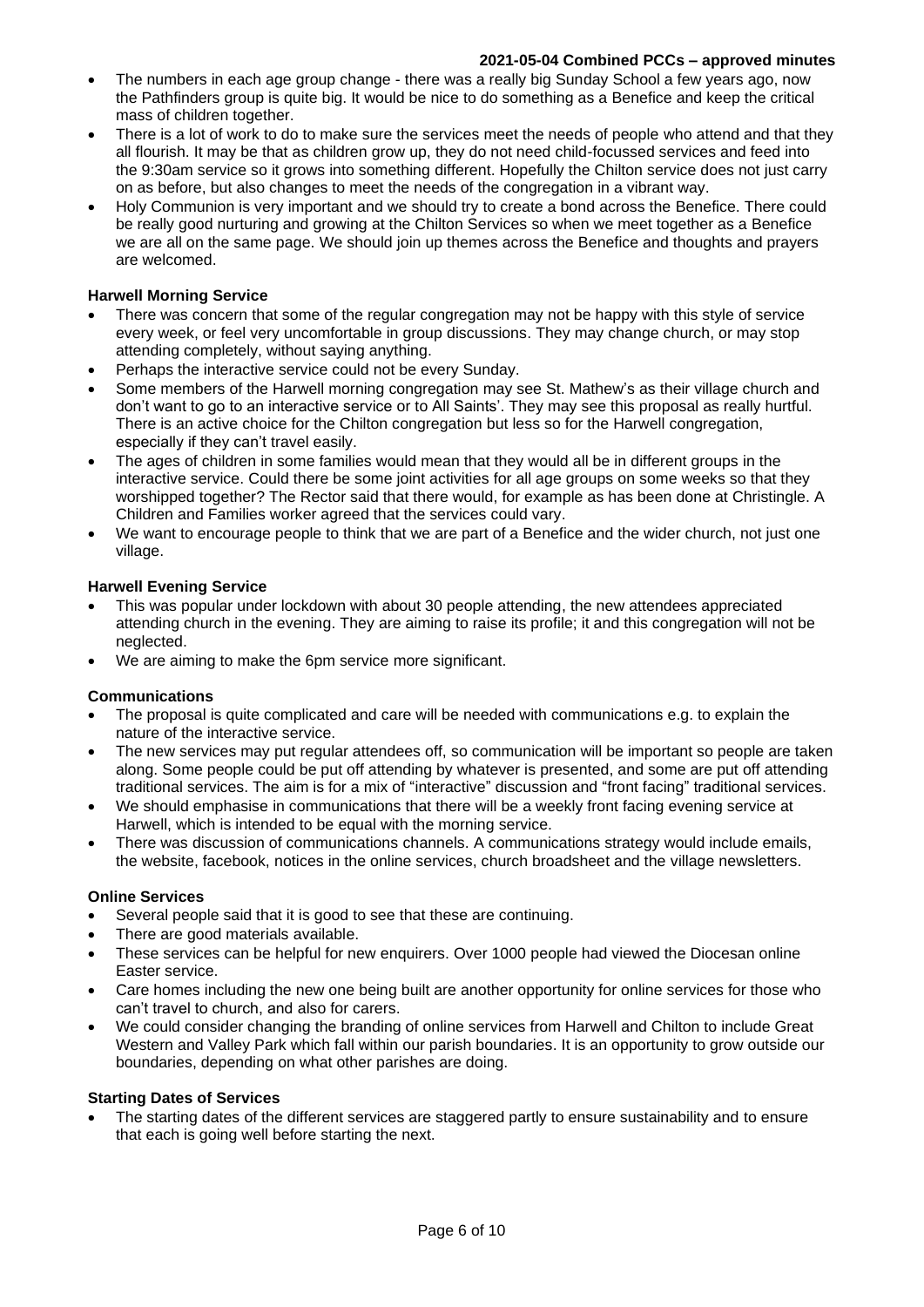- The numbers in each age group change - there was a really big Sunday School a few years ago, now the Pathfinders group is quite big. It would be nice to do something as a Benefice and keep the critical mass of children together.
- There is a lot of work to do to make sure the services meet the needs of people who attend and that they all flourish. It may be that as children grow up, they do not need child-focussed services and feed into the 9:30am service so it grows into something different. Hopefully the Chilton service does not just carry on as before, but also changes to meet the needs of the congregation in a vibrant way.
- Holy Communion is very important and we should try to create a bond across the Benefice. There could be really good nurturing and growing at the Chilton Services so when we meet together as a Benefice we are all on the same page. We should join up themes across the Benefice and thoughts and prayers are welcomed.

**Harwell Morning Service**

- There was concern that some of the regular congregation may not be happy with this style of service every week, or feel very uncomfortable in group discussions. They may change church, or may stop attending completely, without saying anything.
- Perhaps the interactive service could not be every Sunday.
- Some members of the Harwell morning congregation may see St. Mathew's as their village church and don't want to go to an interactive service or to All Saints'. They may see this proposal as really hurtful. There is an active choice for the Chilton congregation but less so for the Harwell congregation, especially if they can't travel easily.
- The ages of children in some families would mean that they would all be in different groups in the interactive service. Could there be some joint activities for all age groups on some weeks so that they worshipped together? The Rector said that there would, for example as has been done at Christingle. A Children and Families worker agreed that the services could vary.
- We want to encourage people to think that we are part of a Benefice and the wider church, not just one village.

**Harwell Evening Service**

- This was popular under lockdown with about 30 people attending, the new attendees appreciated attending church in the evening. They are aiming to raise its profile; it and this congregation will not be neglected.
- We are aiming to make the 6pm service more significant.

**Communications**

- The proposal is quite complicated and care will be needed with communications e.g. to explain the nature of the interactive service.
- The new services may put regular attendees off, so communication will be important so people are taken along. Some people could be put off attending by whatever is presented, and some are put off attending traditional services. The aim is for a mix of "interactive" discussion and "front facing" traditional services.
- We should emphasise in communications that there will be a weekly front facing evening service at Harwell, which is intended to be equal with the morning service.
- There was discussion of communications channels. A communications strategy would include emails, the website, facebook, notices in the online services, church broadsheet and the village newsletters.

**Online Services**

- Several people said that it is good to see that these are continuing.
- There are good materials available.
- These services can be helpful for new enquirers. Over 1000 people had viewed the Diocesan online Easter service.
- Care homes including the new one being built are another opportunity for online services for those who can't travel to church, and also for carers.
- We could consider changing the branding of online services from Harwell and Chilton to include Great Western and Valley Park which fall within our parish boundaries. It is an opportunity to grow outside our boundaries, depending on what other parishes are doing.

**Starting Dates of Services**

- The starting dates of the different services are staggered partly to ensure sustainability and to ensure that each is going well before starting the next.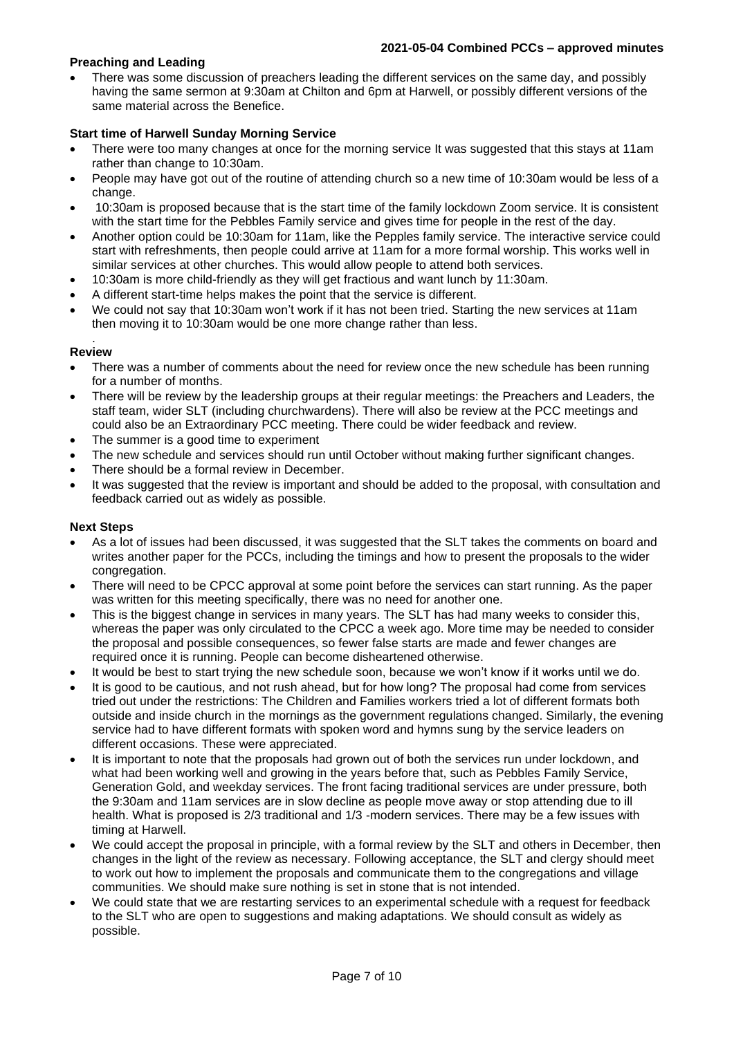**Preaching and Leading**

- There was some discussion of preachers leading the different services on the same day, and possibly having the same sermon at 9:30am at Chilton and 6pm at Harwell, or possibly different versions of the same material across the Benefice.

**Start time of Harwell Sunday Morning Service**

- There were too many changes at once for the morning service It was suggested that this stays at 11am rather than change to 10:30am.
- People may have got out of the routine of attending church so a new time of 10:30am would be less of a change.
- 10:30am is proposed because that is the start time of the family lockdown Zoom service. It is consistent with the start time for the Pebbles Family service and gives time for people in the rest of the day.
- Another option could be 10:30am for 11am, like the Pepples family service. The interactive service could start with refreshments, then people could arrive at 11am for a more formal worship. This works well in similar services at other churches. This would allow people to attend both services.
- 10:30am is more child-friendly as they will get fractious and want lunch by 11:30am.
- A different start-time helps makes the point that the service is different.
- We could not say that 10:30am won't work if it has not been tried. Starting the new services at 11am then moving it to 10:30am would be one more change rather than less.

.

**Review**

- There was a number of comments about the need for review once the new schedule has been running for a number of months.
- There will be review by the leadership groups at their regular meetings: the Preachers and Leaders, the staff team, wider SLT (including churchwardens). There will also be review at the PCC meetings and could also be an Extraordinary PCC meeting. There could be wider feedback and review.
- The summer is a good time to experiment
- The new schedule and services should run until October without making further significant changes.
- There should be a formal review in December.
- It was suggested that the review is important and should be added to the proposal, with consultation and feedback carried out as widely as possible.

**Next Steps**

- As a lot of issues had been discussed, it was suggested that the SLT takes the comments on board and writes another paper for the PCCs, including the timings and how to present the proposals to the wider congregation.
- There will need to be CPCC approval at some point before the services can start running. As the paper was written for this meeting specifically, there was no need for another one.
- This is the biggest change in services in many years. The SLT has had many weeks to consider this, whereas the paper was only circulated to the CPCC a week ago. More time may be needed to consider the proposal and possible consequences, so fewer false starts are made and fewer changes are required once it is running. People can become disheartened otherwise.
- It would be best to start trying the new schedule soon, because we won't know if it works until we do.
- It is good to be cautious, and not rush ahead, but for how long? The proposal had come from services tried out under the restrictions: The Children and Families workers tried a lot of different formats both outside and inside church in the mornings as the government regulations changed. Similarly, the evening service had to have different formats with spoken word and hymns sung by the service leaders on different occasions. These were appreciated.
- It is important to note that the proposals had grown out of both the services run under lockdown, and what had been working well and growing in the years before that, such as Pebbles Family Service, Generation Gold, and weekday services. The front facing traditional services are under pressure, both the 9:30am and 11am services are in slow decline as people move away or stop attending due to ill health. What is proposed is 2/3 traditional and 1/3 -modern services. There may be a few issues with timing at Harwell.
- We could accept the proposal in principle, with a formal review by the SLT and others in December, then changes in the light of the review as necessary. Following acceptance, the SLT and clergy should meet to work out how to implement the proposals and communicate them to the congregations and village communities. We should make sure nothing is set in stone that is not intended.
- We could state that we are restarting services to an experimental schedule with a request for feedback to the SLT who are open to suggestions and making adaptations. We should consult as widely as possible.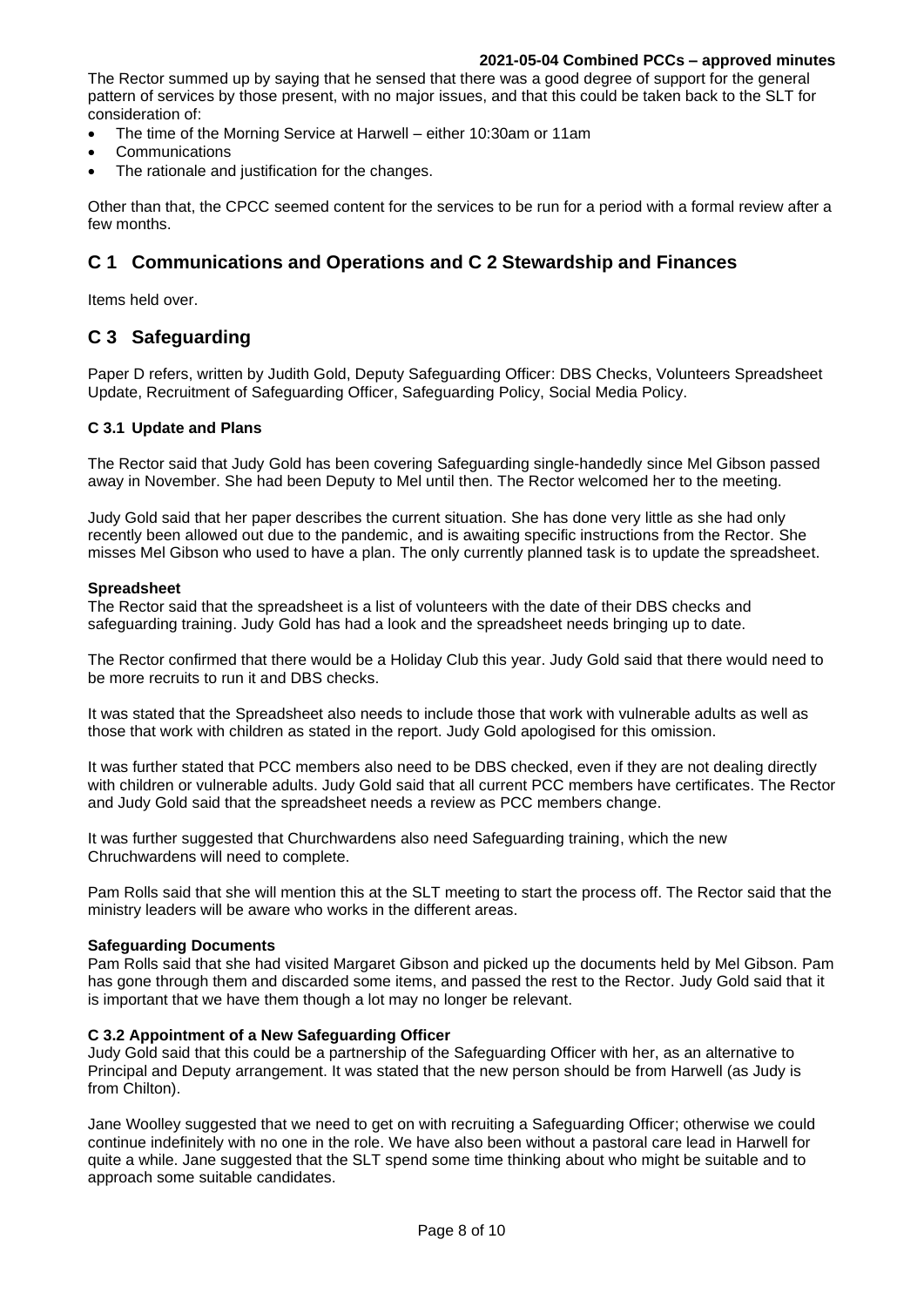The Rector summed up by saying that he sensed that there was a good degree of support for the general pattern of services by those present, with no major issues, and that this could be taken back to the SLT for consideration of:

- The time of the Morning Service at Harwell – either 10:30am or 11am
- Communications
- The rationale and justification for the changes.

Other than that, the CPCC seemed content for the services to be run for a period with a formal review after a few months.

## C 1 Communications and Operations and C 2 Stewardship and Finances

Items held over.

## C 3 Safeguarding

Paper D refers, written by Judith Gold, Deputy Safeguarding Officer: DBS Checks, Volunteers Spreadsheet Update, Recruitment of Safeguarding Officer, Safeguarding Policy, Social Media Policy.

### C 3.1 Update and Plans

The Rector said that Judy Gold has been covering Safeguarding single-handedly since Mel Gibson passed away in November. She had been Deputy to Mel until then. The Rector welcomed her to the meeting.

Judy Gold said that her paper describes the current situation. She has done very little as she had only recently been allowed out due to the pandemic, and is awaiting specific instructions from the Rector. She misses Mel Gibson who used to have a plan. The only currently planned task is to update the spreadsheet.

**Spreadsheet**

The Rector said that the spreadsheet is a list of volunteers with the date of their DBS checks and safeguarding training. Judy Gold has had a look and the spreadsheet needs bringing up to date.

The Rector confirmed that there would be a Holiday Club this year. Judy Gold said that there would need to be more recruits to run it and DBS checks.

It was stated that the Spreadsheet also needs to include those that work with vulnerable adults as well as those that work with children as stated in the report. Judy Gold apologised for this omission.

It was further stated that PCC members also need to be DBS checked, even if they are not dealing directly with children or vulnerable adults. Judy Gold said that all current PCC members have certificates. The Rector and Judy Gold said that the spreadsheet needs a review as PCC members change.

It was further suggested that Churchwardens also need Safeguarding training, which the new Chruchwardens will need to complete.

Pam Rolls said that she will mention this at the SLT meeting to start the process off. The Rector said that the ministry leaders will be aware who works in the different areas.

**Safeguarding Documents**

Pam Rolls said that she had visited Margaret Gibson and picked up the documents held by Mel Gibson. Pam has gone through them and discarded some items, and passed the rest to the Rector. Judy Gold said that it is important that we have them though a lot may no longer be relevant.

### C 3.2 Appointment of a New Safeguarding Officer

Judy Gold said that this could be a partnership of the Safeguarding Officer with her, as an alternative to Principal and Deputy arrangement. It was stated that the new person should be from Harwell (as Judy is from Chilton).

Jane Woolley suggested that we need to get on with recruiting a Safeguarding Officer; otherwise we could continue indefinitely with no one in the role. We have also been without a pastoral care lead in Harwell for quite a while. Jane suggested that the SLT spend some time thinking about who might be suitable and to approach some suitable candidates.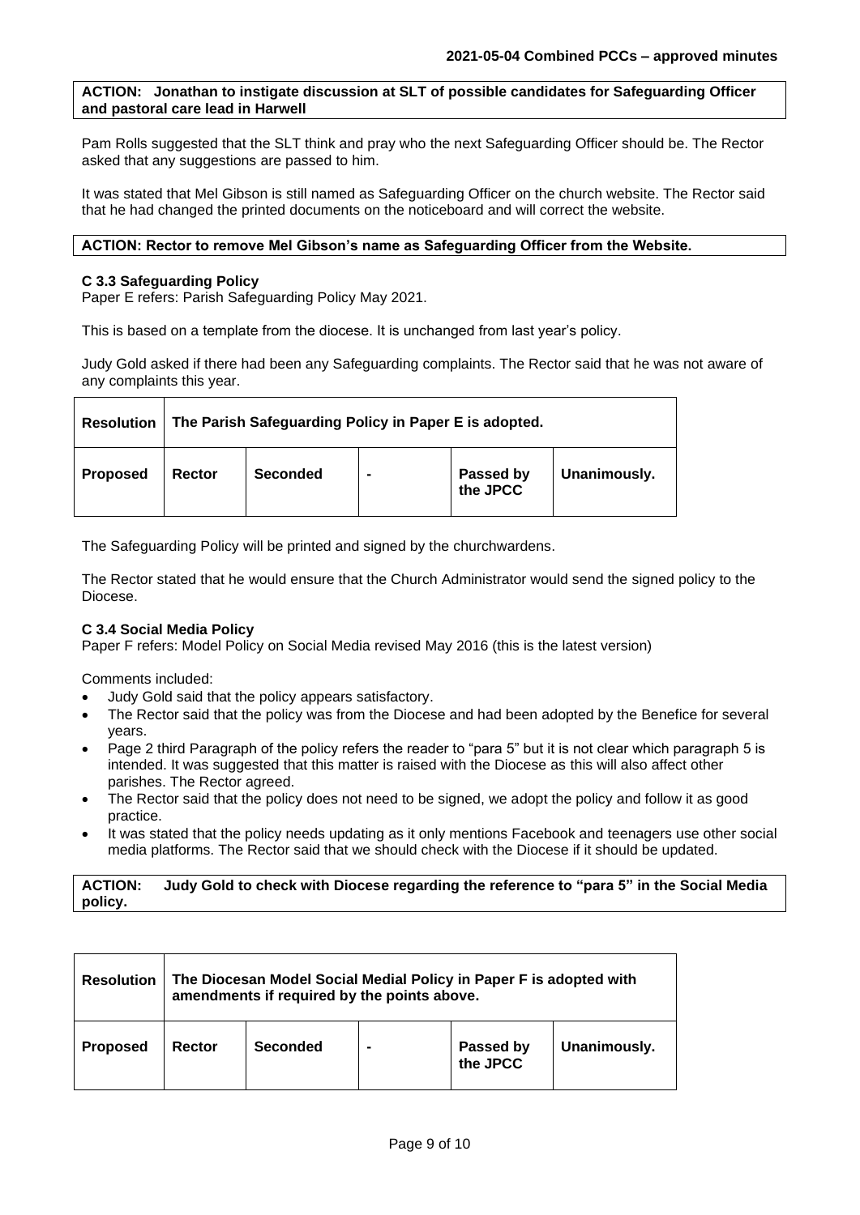**ACTION: Jonathan to instigate discussion at SLT of possible candidates for Safeguarding Officer and pastoral care lead in Harwell**

Pam Rolls suggested that the SLT think and pray who the next Safeguarding Officer should be. The Rector asked that any suggestions are passed to him.

It was stated that Mel Gibson is still named as Safeguarding Officer on the church website. The Rector said that he had changed the printed documents on the noticeboard and will correct the website.

**ACTION: Rector to remove Mel Gibson's name as Safeguarding Officer from the Website.**

### C 3.3 Safeguarding Policy

Paper E refers: Parish Safeguarding Policy May 2021.

This is based on a template from the diocese. It is unchanged from last year's policy.

Judy Gold asked if there had been any Safeguarding complaints. The Rector said that he was not aware of any complaints this year.

| **Resolution** | **The Parish Safeguarding Policy in Paper E is adopted.** | | | | |
|---|---|---|---|---|---|
| **Proposed** | **Rector** | **Seconded** | **-** | **Passed by the JPCC** | **Unanimously.** |

The Safeguarding Policy will be printed and signed by the churchwardens.

The Rector stated that he would ensure that the Church Administrator would send the signed policy to the Diocese.

### C 3.4 Social Media Policy

Paper F refers: Model Policy on Social Media revised May 2016 (this is the latest version)

Comments included:

- Judy Gold said that the policy appears satisfactory.
- The Rector said that the policy was from the Diocese and had been adopted by the Benefice for several years.
- Page 2 third Paragraph of the policy refers the reader to "para 5" but it is not clear which paragraph 5 is intended. It was suggested that this matter is raised with the Diocese as this will also affect other parishes. The Rector agreed.
- The Rector said that the policy does not need to be signed, we adopt the policy and follow it as good practice.
- It was stated that the policy needs updating as it only mentions Facebook and teenagers use other social media platforms. The Rector said that we should check with the Diocese if it should be updated.

**ACTION: Judy Gold to check with Diocese regarding the reference to "para 5" in the Social Media policy.**

| **Resolution** | **The Diocesan Model Social Medial Policy in Paper F is adopted with amendments if required by the points above.** | | | | |
|---|---|---|---|---|---|
| **Proposed** | **Rector** | **Seconded** | **-** | **Passed by the JPCC** | **Unanimously.** |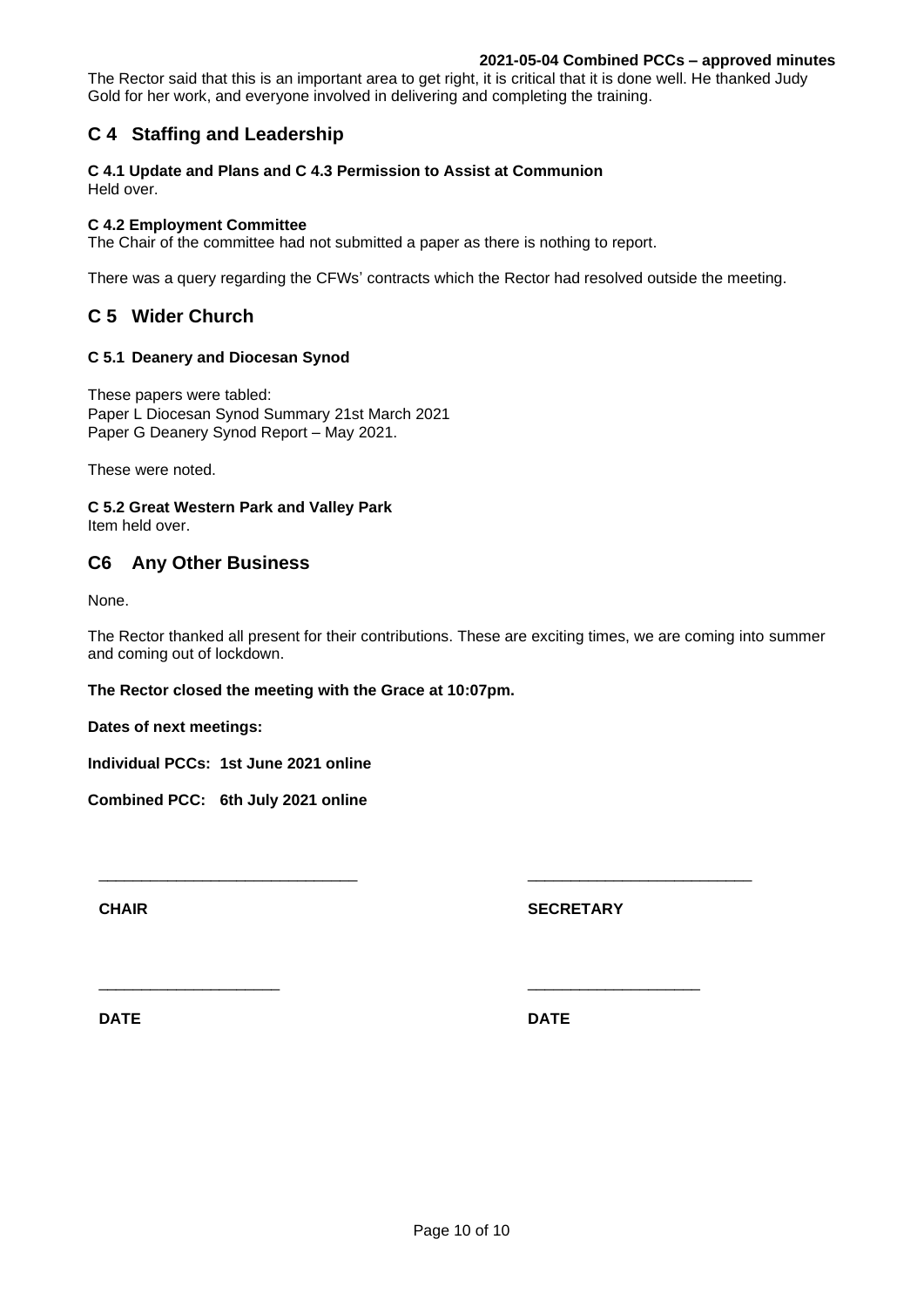The Rector said that this is an important area to get right, it is critical that it is done well. He thanked Judy Gold for her work, and everyone involved in delivering and completing the training.

## C 4 Staffing and Leadership

**C 4.1 Update and Plans and C 4.3 Permission to Assist at Communion**
Held over.

**C 4.2 Employment Committee**
The Chair of the committee had not submitted a paper as there is nothing to report.

There was a query regarding the CFWs' contracts which the Rector had resolved outside the meeting.

## C 5 Wider Church

**C 5.1 Deanery and Diocesan Synod**

These papers were tabled:
Paper L Diocesan Synod Summary 21st March 2021
Paper G Deanery Synod Report – May 2021.

These were noted.

**C 5.2 Great Western Park and Valley Park**
Item held over.

## C6 Any Other Business

None.

The Rector thanked all present for their contributions. These are exciting times, we are coming into summer and coming out of lockdown.

**The Rector closed the meeting with the Grace at 10:07pm.**

**Dates of next meetings:**

**Individual PCCs: 1st June 2021 online**

**Combined PCC: 6th July 2021 online**

\_\_\_\_\_\_\_\_\_\_\_\_\_\_\_\_\_\_\_\_\_\_\_\_\_\_\_\_\_\_ \_\_\_\_\_\_\_\_\_\_\_\_\_\_\_\_\_\_\_\_\_\_\_\_\_\_

**CHAIR** **SECRETARY**

\_\_\_\_\_\_\_\_\_\_\_\_\_\_\_\_\_\_\_\_\_ \_\_\_\_\_\_\_\_\_\_\_\_\_\_\_\_\_\_\_\_

**DATE** **DATE**